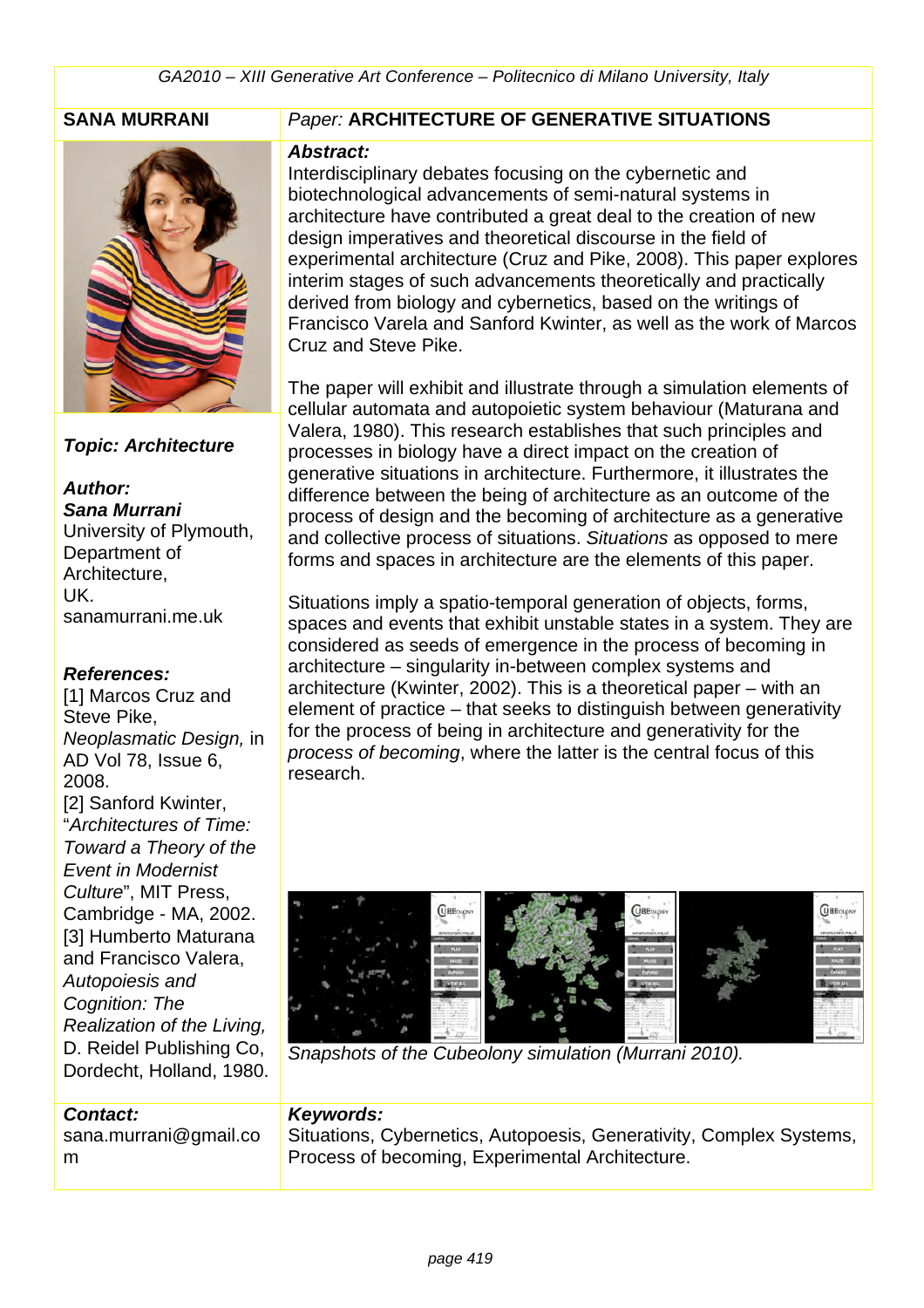**SANA MURRANI**

*Paper:* **ARCHITECTURE OF GENERATIVE SITUATIONS**

***Topic: Architecture***

***Author:***
***Sana Murrani***
University of Plymouth, Department of Architecture, UK.
sanamurrani.me.uk

***References:***
[1] Marcos Cruz and Steve Pike, *Neoplasmatic Design,* in AD Vol 78, Issue 6, 2008.
[2] Sanford Kwinter, "*Architectures of Time: Toward a Theory of the Event in Modernist Culture*", MIT Press, Cambridge - MA, 2002.
[3] Humberto Maturana and Francisco Valera, *Autopoiesis and Cognition: The Realization of the Living,* D. Reidel Publishing Co, Dordecht, Holland, 1980.

***Abstract:***

Interdisciplinary debates focusing on the cybernetic and biotechnological advancements of semi-natural systems in architecture have contributed a great deal to the creation of new design imperatives and theoretical discourse in the field of experimental architecture (Cruz and Pike, 2008). This paper explores interim stages of such advancements theoretically and practically derived from biology and cybernetics, based on the writings of Francisco Varela and Sanford Kwinter, as well as the work of Marcos Cruz and Steve Pike.

The paper will exhibit and illustrate through a simulation elements of cellular automata and autopoietic system behaviour (Maturana and Valera, 1980). This research establishes that such principles and processes in biology have a direct impact on the creation of generative situations in architecture. Furthermore, it illustrates the difference between the being of architecture as an outcome of the process of design and the becoming of architecture as a generative and collective process of situations. *Situations* as opposed to mere forms and spaces in architecture are the elements of this paper.

Situations imply a spatio-temporal generation of objects, forms, spaces and events that exhibit unstable states in a system. They are considered as seeds of emergence in the process of becoming in architecture – singularity in-between complex systems and architecture (Kwinter, 2002). This is a theoretical paper – with an element of practice – that seeks to distinguish between generativity for the process of being in architecture and generativity for the *process of becoming*, where the latter is the central focus of this research.

*Snapshots of the Cubeolony simulation (Murrani 2010).*

***Contact:***
sana.murrani@gmail.com

***Keywords:***
Situations, Cybernetics, Autopoesis, Generativity, Complex Systems, Process of becoming, Experimental Architecture.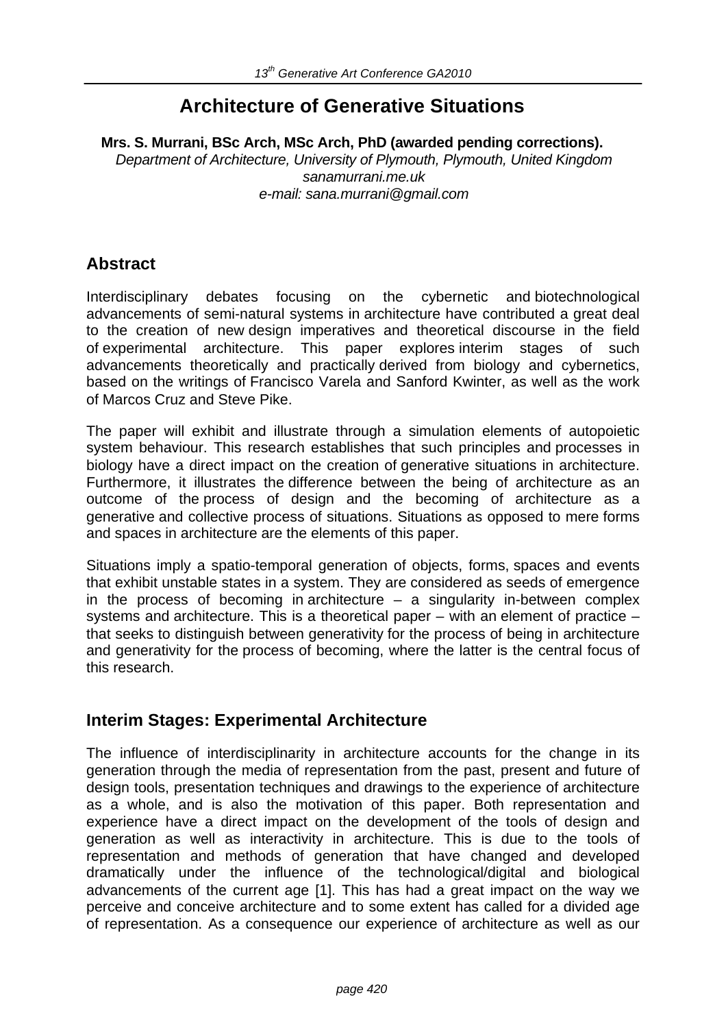# Architecture of Generative Situations

**Mrs. S. Murrani, BSc Arch, MSc Arch, PhD (awarded pending corrections).**
*Department of Architecture, University of Plymouth, Plymouth, United Kingdom*
*sanamurrani.me.uk*
*e-mail: sana.murrani@gmail.com*

## Abstract

Interdisciplinary debates focusing on the cybernetic and biotechnological advancements of semi-natural systems in architecture have contributed a great deal to the creation of new design imperatives and theoretical discourse in the field of experimental architecture. This paper explores interim stages of such advancements theoretically and practically derived from biology and cybernetics, based on the writings of Francisco Varela and Sanford Kwinter, as well as the work of Marcos Cruz and Steve Pike.

The paper will exhibit and illustrate through a simulation elements of autopoietic system behaviour. This research establishes that such principles and processes in biology have a direct impact on the creation of generative situations in architecture. Furthermore, it illustrates the difference between the being of architecture as an outcome of the process of design and the becoming of architecture as a generative and collective process of situations. Situations as opposed to mere forms and spaces in architecture are the elements of this paper.

Situations imply a spatio-temporal generation of objects, forms, spaces and events that exhibit unstable states in a system. They are considered as seeds of emergence in the process of becoming in architecture – a singularity in-between complex systems and architecture. This is a theoretical paper – with an element of practice – that seeks to distinguish between generativity for the process of being in architecture and generativity for the process of becoming, where the latter is the central focus of this research.

## Interim Stages: Experimental Architecture

The influence of interdisciplinarity in architecture accounts for the change in its generation through the media of representation from the past, present and future of design tools, presentation techniques and drawings to the experience of architecture as a whole, and is also the motivation of this paper. Both representation and experience have a direct impact on the development of the tools of design and generation as well as interactivity in architecture. This is due to the tools of representation and methods of generation that have changed and developed dramatically under the influence of the technological/digital and biological advancements of the current age [1]. This has had a great impact on the way we perceive and conceive architecture and to some extent has called for a divided age of representation. As a consequence our experience of architecture as well as our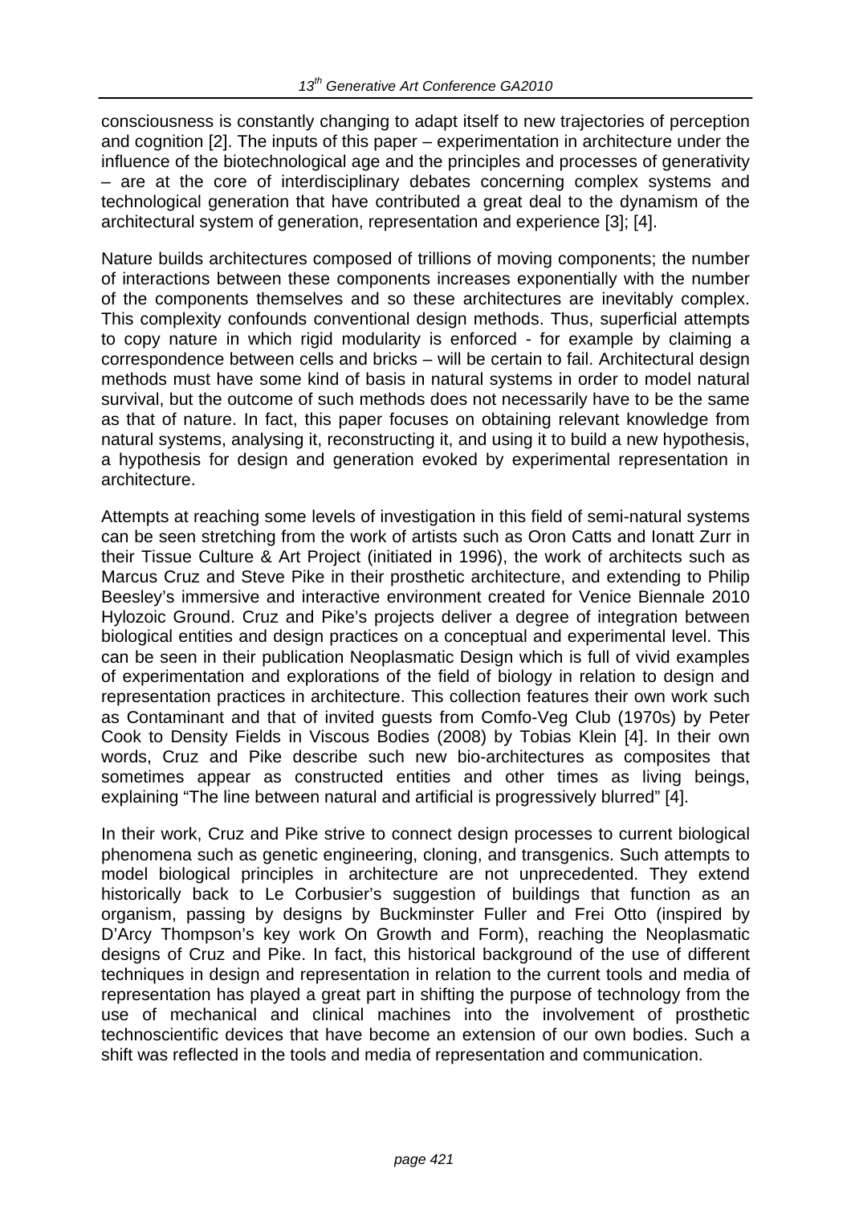consciousness is constantly changing to adapt itself to new trajectories of perception and cognition [2]. The inputs of this paper – experimentation in architecture under the influence of the biotechnological age and the principles and processes of generativity – are at the core of interdisciplinary debates concerning complex systems and technological generation that have contributed a great deal to the dynamism of the architectural system of generation, representation and experience [3]; [4].

Nature builds architectures composed of trillions of moving components; the number of interactions between these components increases exponentially with the number of the components themselves and so these architectures are inevitably complex. This complexity confounds conventional design methods. Thus, superficial attempts to copy nature in which rigid modularity is enforced - for example by claiming a correspondence between cells and bricks – will be certain to fail. Architectural design methods must have some kind of basis in natural systems in order to model natural survival, but the outcome of such methods does not necessarily have to be the same as that of nature. In fact, this paper focuses on obtaining relevant knowledge from natural systems, analysing it, reconstructing it, and using it to build a new hypothesis, a hypothesis for design and generation evoked by experimental representation in architecture.

Attempts at reaching some levels of investigation in this field of semi-natural systems can be seen stretching from the work of artists such as Oron Catts and Ionatt Zurr in their Tissue Culture & Art Project (initiated in 1996), the work of architects such as Marcus Cruz and Steve Pike in their prosthetic architecture, and extending to Philip Beesley's immersive and interactive environment created for Venice Biennale 2010 Hylozoic Ground. Cruz and Pike's projects deliver a degree of integration between biological entities and design practices on a conceptual and experimental level. This can be seen in their publication Neoplasmatic Design which is full of vivid examples of experimentation and explorations of the field of biology in relation to design and representation practices in architecture. This collection features their own work such as Contaminant and that of invited guests from Comfo-Veg Club (1970s) by Peter Cook to Density Fields in Viscous Bodies (2008) by Tobias Klein [4]. In their own words, Cruz and Pike describe such new bio-architectures as composites that sometimes appear as constructed entities and other times as living beings, explaining "The line between natural and artificial is progressively blurred" [4].

In their work, Cruz and Pike strive to connect design processes to current biological phenomena such as genetic engineering, cloning, and transgenics. Such attempts to model biological principles in architecture are not unprecedented. They extend historically back to Le Corbusier's suggestion of buildings that function as an organism, passing by designs by Buckminster Fuller and Frei Otto (inspired by D'Arcy Thompson's key work On Growth and Form), reaching the Neoplasmatic designs of Cruz and Pike. In fact, this historical background of the use of different techniques in design and representation in relation to the current tools and media of representation has played a great part in shifting the purpose of technology from the use of mechanical and clinical machines into the involvement of prosthetic technoscientific devices that have become an extension of our own bodies. Such a shift was reflected in the tools and media of representation and communication.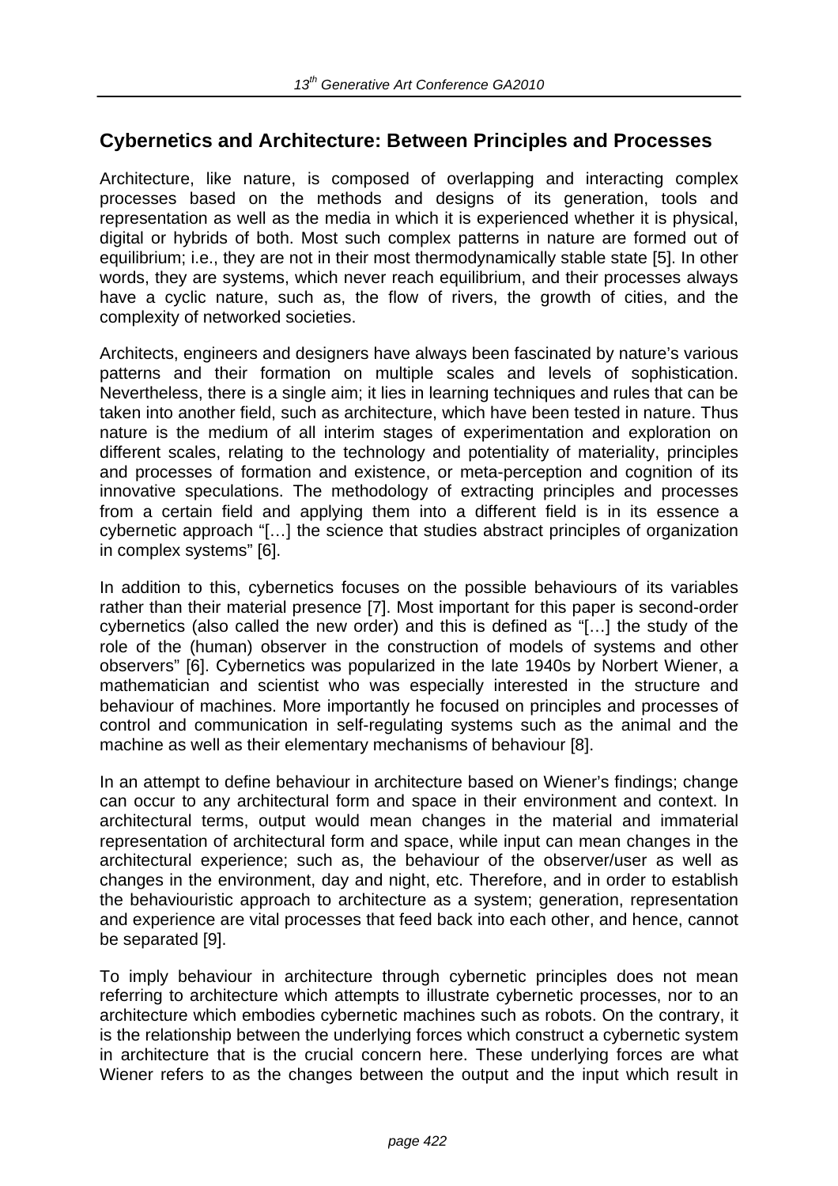## Cybernetics and Architecture: Between Principles and Processes

Architecture, like nature, is composed of overlapping and interacting complex processes based on the methods and designs of its generation, tools and representation as well as the media in which it is experienced whether it is physical, digital or hybrids of both. Most such complex patterns in nature are formed out of equilibrium; i.e., they are not in their most thermodynamically stable state [5]. In other words, they are systems, which never reach equilibrium, and their processes always have a cyclic nature, such as, the flow of rivers, the growth of cities, and the complexity of networked societies.

Architects, engineers and designers have always been fascinated by nature's various patterns and their formation on multiple scales and levels of sophistication. Nevertheless, there is a single aim; it lies in learning techniques and rules that can be taken into another field, such as architecture, which have been tested in nature. Thus nature is the medium of all interim stages of experimentation and exploration on different scales, relating to the technology and potentiality of materiality, principles and processes of formation and existence, or meta-perception and cognition of its innovative speculations. The methodology of extracting principles and processes from a certain field and applying them into a different field is in its essence a cybernetic approach "[…] the science that studies abstract principles of organization in complex systems" [6].

In addition to this, cybernetics focuses on the possible behaviours of its variables rather than their material presence [7]. Most important for this paper is second-order cybernetics (also called the new order) and this is defined as "[…] the study of the role of the (human) observer in the construction of models of systems and other observers" [6]. Cybernetics was popularized in the late 1940s by Norbert Wiener, a mathematician and scientist who was especially interested in the structure and behaviour of machines. More importantly he focused on principles and processes of control and communication in self-regulating systems such as the animal and the machine as well as their elementary mechanisms of behaviour [8].

In an attempt to define behaviour in architecture based on Wiener's findings; change can occur to any architectural form and space in their environment and context. In architectural terms, output would mean changes in the material and immaterial representation of architectural form and space, while input can mean changes in the architectural experience; such as, the behaviour of the observer/user as well as changes in the environment, day and night, etc. Therefore, and in order to establish the behaviouristic approach to architecture as a system; generation, representation and experience are vital processes that feed back into each other, and hence, cannot be separated [9].

To imply behaviour in architecture through cybernetic principles does not mean referring to architecture which attempts to illustrate cybernetic processes, nor to an architecture which embodies cybernetic machines such as robots. On the contrary, it is the relationship between the underlying forces which construct a cybernetic system in architecture that is the crucial concern here. These underlying forces are what Wiener refers to as the changes between the output and the input which result in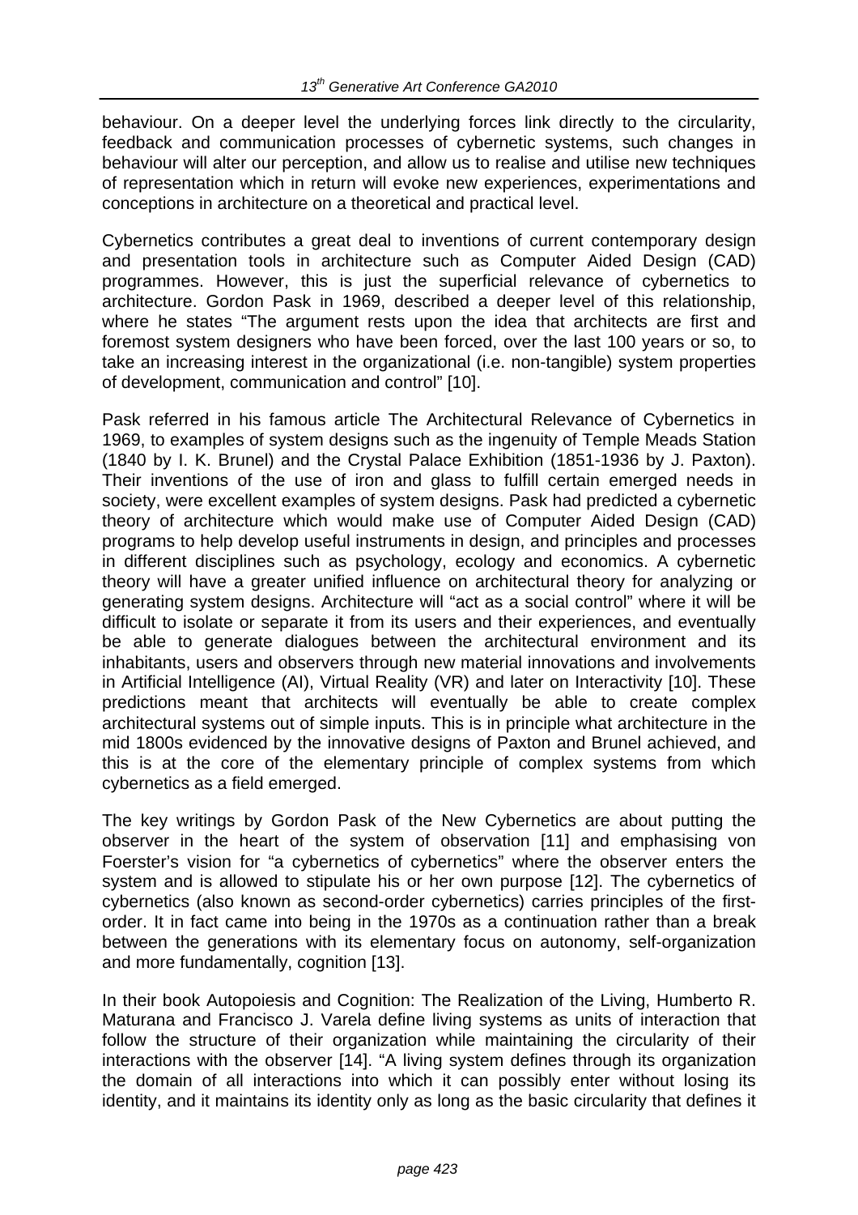behaviour. On a deeper level the underlying forces link directly to the circularity, feedback and communication processes of cybernetic systems, such changes in behaviour will alter our perception, and allow us to realise and utilise new techniques of representation which in return will evoke new experiences, experimentations and conceptions in architecture on a theoretical and practical level.

Cybernetics contributes a great deal to inventions of current contemporary design and presentation tools in architecture such as Computer Aided Design (CAD) programmes. However, this is just the superficial relevance of cybernetics to architecture. Gordon Pask in 1969, described a deeper level of this relationship, where he states "The argument rests upon the idea that architects are first and foremost system designers who have been forced, over the last 100 years or so, to take an increasing interest in the organizational (i.e. non-tangible) system properties of development, communication and control" [10].

Pask referred in his famous article The Architectural Relevance of Cybernetics in 1969, to examples of system designs such as the ingenuity of Temple Meads Station (1840 by I. K. Brunel) and the Crystal Palace Exhibition (1851-1936 by J. Paxton). Their inventions of the use of iron and glass to fulfill certain emerged needs in society, were excellent examples of system designs. Pask had predicted a cybernetic theory of architecture which would make use of Computer Aided Design (CAD) programs to help develop useful instruments in design, and principles and processes in different disciplines such as psychology, ecology and economics. A cybernetic theory will have a greater unified influence on architectural theory for analyzing or generating system designs. Architecture will "act as a social control" where it will be difficult to isolate or separate it from its users and their experiences, and eventually be able to generate dialogues between the architectural environment and its inhabitants, users and observers through new material innovations and involvements in Artificial Intelligence (AI), Virtual Reality (VR) and later on Interactivity [10]. These predictions meant that architects will eventually be able to create complex architectural systems out of simple inputs. This is in principle what architecture in the mid 1800s evidenced by the innovative designs of Paxton and Brunel achieved, and this is at the core of the elementary principle of complex systems from which cybernetics as a field emerged.

The key writings by Gordon Pask of the New Cybernetics are about putting the observer in the heart of the system of observation [11] and emphasising von Foerster's vision for "a cybernetics of cybernetics" where the observer enters the system and is allowed to stipulate his or her own purpose [12]. The cybernetics of cybernetics (also known as second-order cybernetics) carries principles of the first-order. It in fact came into being in the 1970s as a continuation rather than a break between the generations with its elementary focus on autonomy, self-organization and more fundamentally, cognition [13].

In their book Autopoiesis and Cognition: The Realization of the Living, Humberto R. Maturana and Francisco J. Varela define living systems as units of interaction that follow the structure of their organization while maintaining the circularity of their interactions with the observer [14]. "A living system defines through its organization the domain of all interactions into which it can possibly enter without losing its identity, and it maintains its identity only as long as the basic circularity that defines it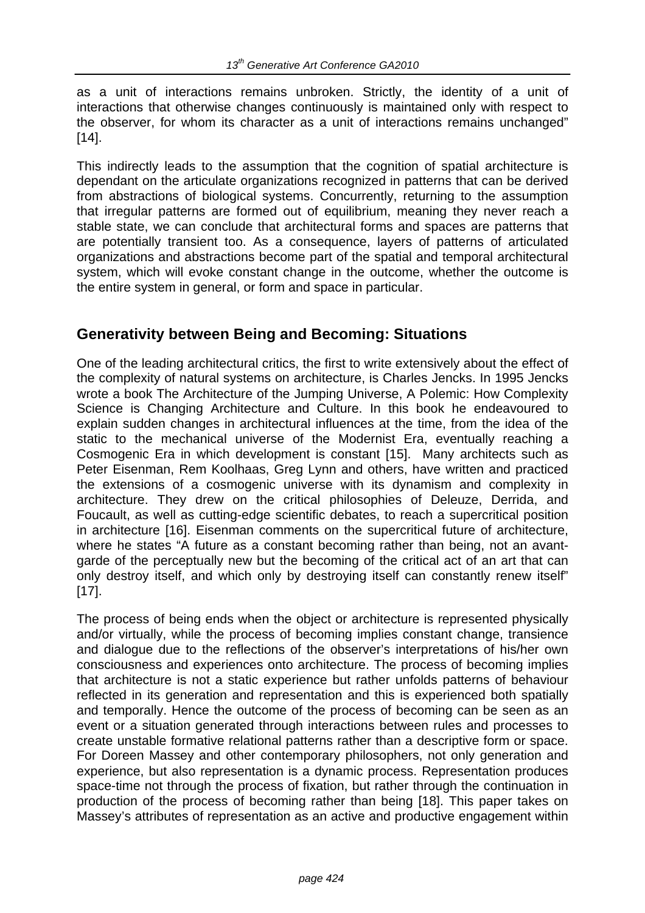as a unit of interactions remains unbroken. Strictly, the identity of a unit of interactions that otherwise changes continuously is maintained only with respect to the observer, for whom its character as a unit of interactions remains unchanged" [14].

This indirectly leads to the assumption that the cognition of spatial architecture is dependant on the articulate organizations recognized in patterns that can be derived from abstractions of biological systems. Concurrently, returning to the assumption that irregular patterns are formed out of equilibrium, meaning they never reach a stable state, we can conclude that architectural forms and spaces are patterns that are potentially transient too. As a consequence, layers of patterns of articulated organizations and abstractions become part of the spatial and temporal architectural system, which will evoke constant change in the outcome, whether the outcome is the entire system in general, or form and space in particular.

## Generativity between Being and Becoming: Situations

One of the leading architectural critics, the first to write extensively about the effect of the complexity of natural systems on architecture, is Charles Jencks. In 1995 Jencks wrote a book The Architecture of the Jumping Universe, A Polemic: How Complexity Science is Changing Architecture and Culture. In this book he endeavoured to explain sudden changes in architectural influences at the time, from the idea of the static to the mechanical universe of the Modernist Era, eventually reaching a Cosmogenic Era in which development is constant [15]. Many architects such as Peter Eisenman, Rem Koolhaas, Greg Lynn and others, have written and practiced the extensions of a cosmogenic universe with its dynamism and complexity in architecture. They drew on the critical philosophies of Deleuze, Derrida, and Foucault, as well as cutting-edge scientific debates, to reach a supercritical position in architecture [16]. Eisenman comments on the supercritical future of architecture, where he states "A future as a constant becoming rather than being, not an avant-garde of the perceptually new but the becoming of the critical act of an art that can only destroy itself, and which only by destroying itself can constantly renew itself" [17].

The process of being ends when the object or architecture is represented physically and/or virtually, while the process of becoming implies constant change, transience and dialogue due to the reflections of the observer's interpretations of his/her own consciousness and experiences onto architecture. The process of becoming implies that architecture is not a static experience but rather unfolds patterns of behaviour reflected in its generation and representation and this is experienced both spatially and temporally. Hence the outcome of the process of becoming can be seen as an event or a situation generated through interactions between rules and processes to create unstable formative relational patterns rather than a descriptive form or space. For Doreen Massey and other contemporary philosophers, not only generation and experience, but also representation is a dynamic process. Representation produces space-time not through the process of fixation, but rather through the continuation in production of the process of becoming rather than being [18]. This paper takes on Massey's attributes of representation as an active and productive engagement within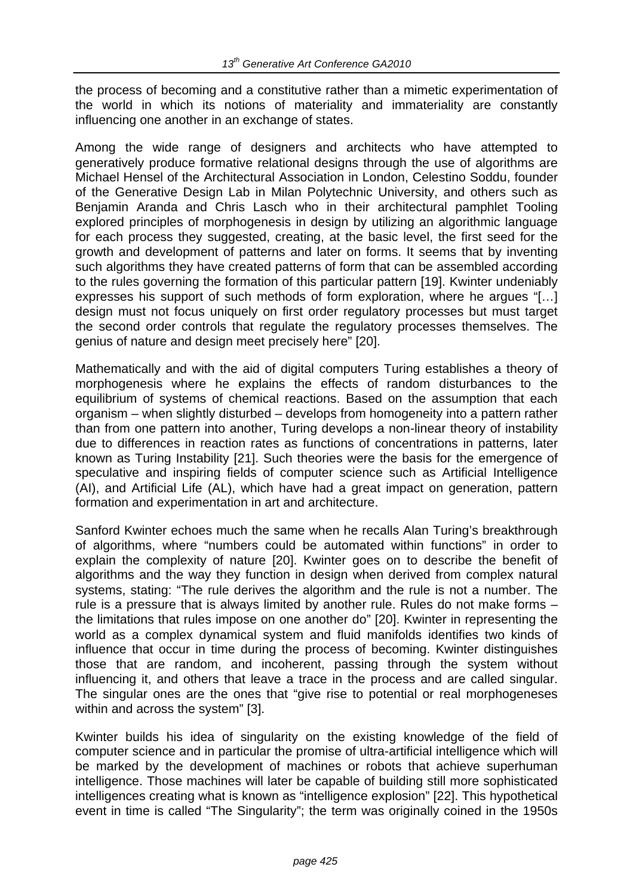the process of becoming and a constitutive rather than a mimetic experimentation of the world in which its notions of materiality and immateriality are constantly influencing one another in an exchange of states.

Among the wide range of designers and architects who have attempted to generatively produce formative relational designs through the use of algorithms are Michael Hensel of the Architectural Association in London, Celestino Soddu, founder of the Generative Design Lab in Milan Polytechnic University, and others such as Benjamin Aranda and Chris Lasch who in their architectural pamphlet Tooling explored principles of morphogenesis in design by utilizing an algorithmic language for each process they suggested, creating, at the basic level, the first seed for the growth and development of patterns and later on forms. It seems that by inventing such algorithms they have created patterns of form that can be assembled according to the rules governing the formation of this particular pattern [19]. Kwinter undeniably expresses his support of such methods of form exploration, where he argues "[…] design must not focus uniquely on first order regulatory processes but must target the second order controls that regulate the regulatory processes themselves. The genius of nature and design meet precisely here" [20].

Mathematically and with the aid of digital computers Turing establishes a theory of morphogenesis where he explains the effects of random disturbances to the equilibrium of systems of chemical reactions. Based on the assumption that each organism – when slightly disturbed – develops from homogeneity into a pattern rather than from one pattern into another, Turing develops a non-linear theory of instability due to differences in reaction rates as functions of concentrations in patterns, later known as Turing Instability [21]. Such theories were the basis for the emergence of speculative and inspiring fields of computer science such as Artificial Intelligence (AI), and Artificial Life (AL), which have had a great impact on generation, pattern formation and experimentation in art and architecture.

Sanford Kwinter echoes much the same when he recalls Alan Turing's breakthrough of algorithms, where "numbers could be automated within functions" in order to explain the complexity of nature [20]. Kwinter goes on to describe the benefit of algorithms and the way they function in design when derived from complex natural systems, stating: "The rule derives the algorithm and the rule is not a number. The rule is a pressure that is always limited by another rule. Rules do not make forms – the limitations that rules impose on one another do" [20]. Kwinter in representing the world as a complex dynamical system and fluid manifolds identifies two kinds of influence that occur in time during the process of becoming. Kwinter distinguishes those that are random, and incoherent, passing through the system without influencing it, and others that leave a trace in the process and are called singular. The singular ones are the ones that "give rise to potential or real morphogeneses within and across the system" [3].

Kwinter builds his idea of singularity on the existing knowledge of the field of computer science and in particular the promise of ultra-artificial intelligence which will be marked by the development of machines or robots that achieve superhuman intelligence. Those machines will later be capable of building still more sophisticated intelligences creating what is known as "intelligence explosion" [22]. This hypothetical event in time is called "The Singularity"; the term was originally coined in the 1950s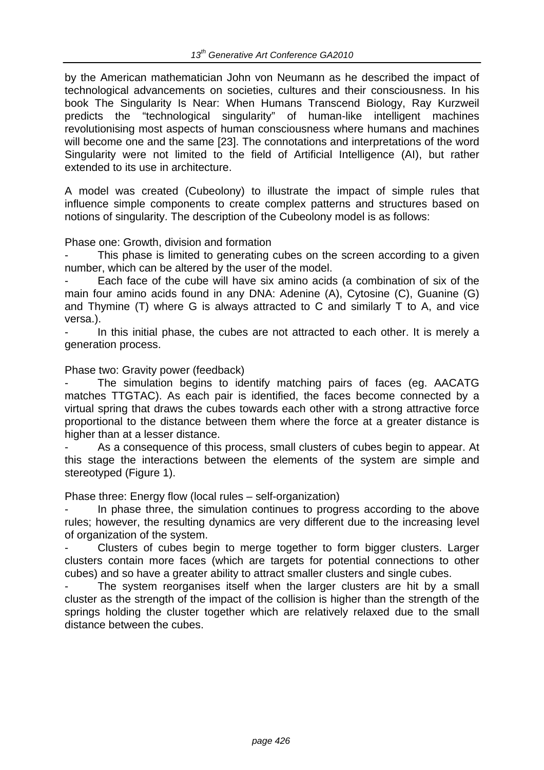by the American mathematician John von Neumann as he described the impact of technological advancements on societies, cultures and their consciousness. In his book The Singularity Is Near: When Humans Transcend Biology, Ray Kurzweil predicts the "technological singularity" of human-like intelligent machines revolutionising most aspects of human consciousness where humans and machines will become one and the same [23]. The connotations and interpretations of the word Singularity were not limited to the field of Artificial Intelligence (AI), but rather extended to its use in architecture.

A model was created (Cubeolony) to illustrate the impact of simple rules that influence simple components to create complex patterns and structures based on notions of singularity. The description of the Cubeolony model is as follows:

Phase one: Growth, division and formation

- This phase is limited to generating cubes on the screen according to a given number, which can be altered by the user of the model.
- Each face of the cube will have six amino acids (a combination of six of the main four amino acids found in any DNA: Adenine (A), Cytosine (C), Guanine (G) and Thymine (T) where G is always attracted to C and similarly T to A, and vice versa.).
- In this initial phase, the cubes are not attracted to each other. It is merely a generation process.

Phase two: Gravity power (feedback)

- The simulation begins to identify matching pairs of faces (eg. AACATG matches TTGTAC). As each pair is identified, the faces become connected by a virtual spring that draws the cubes towards each other with a strong attractive force proportional to the distance between them where the force at a greater distance is higher than at a lesser distance.
- As a consequence of this process, small clusters of cubes begin to appear. At this stage the interactions between the elements of the system are simple and stereotyped (Figure 1).

Phase three: Energy flow (local rules – self-organization)

- In phase three, the simulation continues to progress according to the above rules; however, the resulting dynamics are very different due to the increasing level of organization of the system.
- Clusters of cubes begin to merge together to form bigger clusters. Larger clusters contain more faces (which are targets for potential connections to other cubes) and so have a greater ability to attract smaller clusters and single cubes.
- The system reorganises itself when the larger clusters are hit by a small cluster as the strength of the impact of the collision is higher than the strength of the springs holding the cluster together which are relatively relaxed due to the small distance between the cubes.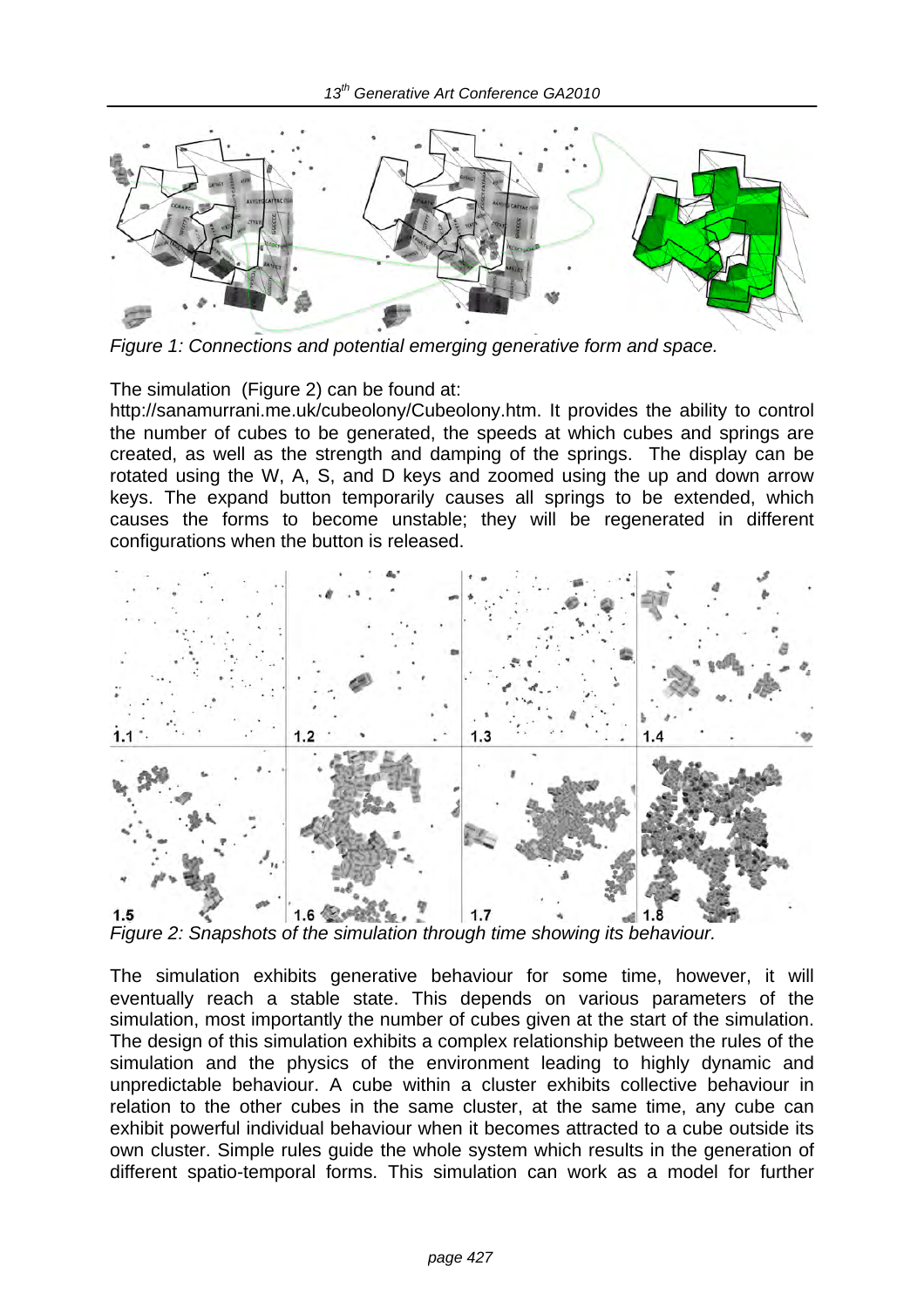Figure 1: Connections and potential emerging generative form and space.

The simulation (Figure 2) can be found at: http://sanamurrani.me.uk/cubeolony/Cubeolony.htm. It provides the ability to control the number of cubes to be generated, the speeds at which cubes and springs are created, as well as the strength and damping of the springs. The display can be rotated using the W, A, S, and D keys and zoomed using the up and down arrow keys. The expand button temporarily causes all springs to be extended, which causes the forms to become unstable; they will be regenerated in different configurations when the button is released.

Figure 2: Snapshots of the simulation through time showing its behaviour.

The simulation exhibits generative behaviour for some time, however, it will eventually reach a stable state. This depends on various parameters of the simulation, most importantly the number of cubes given at the start of the simulation. The design of this simulation exhibits a complex relationship between the rules of the simulation and the physics of the environment leading to highly dynamic and unpredictable behaviour. A cube within a cluster exhibits collective behaviour in relation to the other cubes in the same cluster, at the same time, any cube can exhibit powerful individual behaviour when it becomes attracted to a cube outside its own cluster. Simple rules guide the whole system which results in the generation of different spatio-temporal forms. This simulation can work as a model for further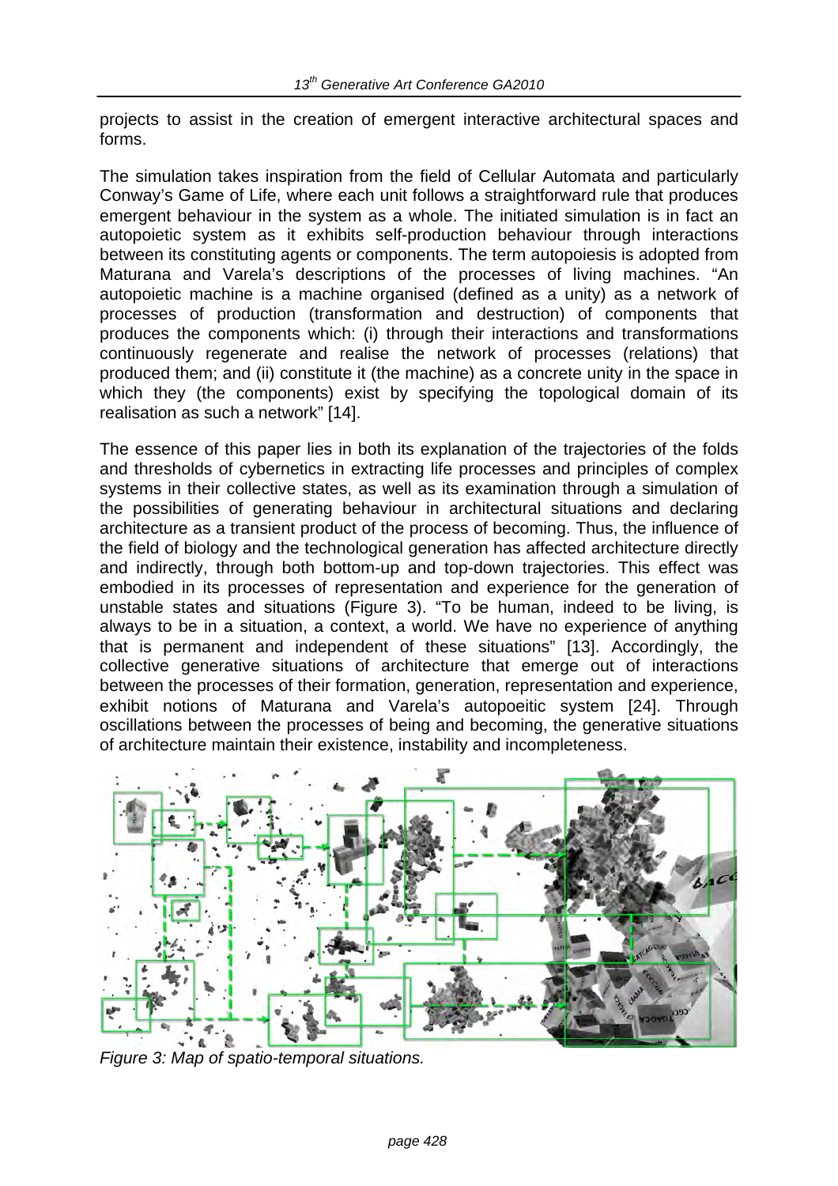projects to assist in the creation of emergent interactive architectural spaces and forms.

The simulation takes inspiration from the field of Cellular Automata and particularly Conway's Game of Life, where each unit follows a straightforward rule that produces emergent behaviour in the system as a whole. The initiated simulation is in fact an autopoietic system as it exhibits self-production behaviour through interactions between its constituting agents or components. The term autopoiesis is adopted from Maturana and Varela's descriptions of the processes of living machines. "An autopoietic machine is a machine organised (defined as a unity) as a network of processes of production (transformation and destruction) of components that produces the components which: (i) through their interactions and transformations continuously regenerate and realise the network of processes (relations) that produced them; and (ii) constitute it (the machine) as a concrete unity in the space in which they (the components) exist by specifying the topological domain of its realisation as such a network" [14].

The essence of this paper lies in both its explanation of the trajectories of the folds and thresholds of cybernetics in extracting life processes and principles of complex systems in their collective states, as well as its examination through a simulation of the possibilities of generating behaviour in architectural situations and declaring architecture as a transient product of the process of becoming. Thus, the influence of the field of biology and the technological generation has affected architecture directly and indirectly, through both bottom-up and top-down trajectories. This effect was embodied in its processes of representation and experience for the generation of unstable states and situations (Figure 3). "To be human, indeed to be living, is always to be in a situation, a context, a world. We have no experience of anything that is permanent and independent of these situations" [13]. Accordingly, the collective generative situations of architecture that emerge out of interactions between the processes of their formation, generation, representation and experience, exhibit notions of Maturana and Varela's autopoeitic system [24]. Through oscillations between the processes of being and becoming, the generative situations of architecture maintain their existence, instability and incompleteness.

*Figure 3: Map of spatio-temporal situations.*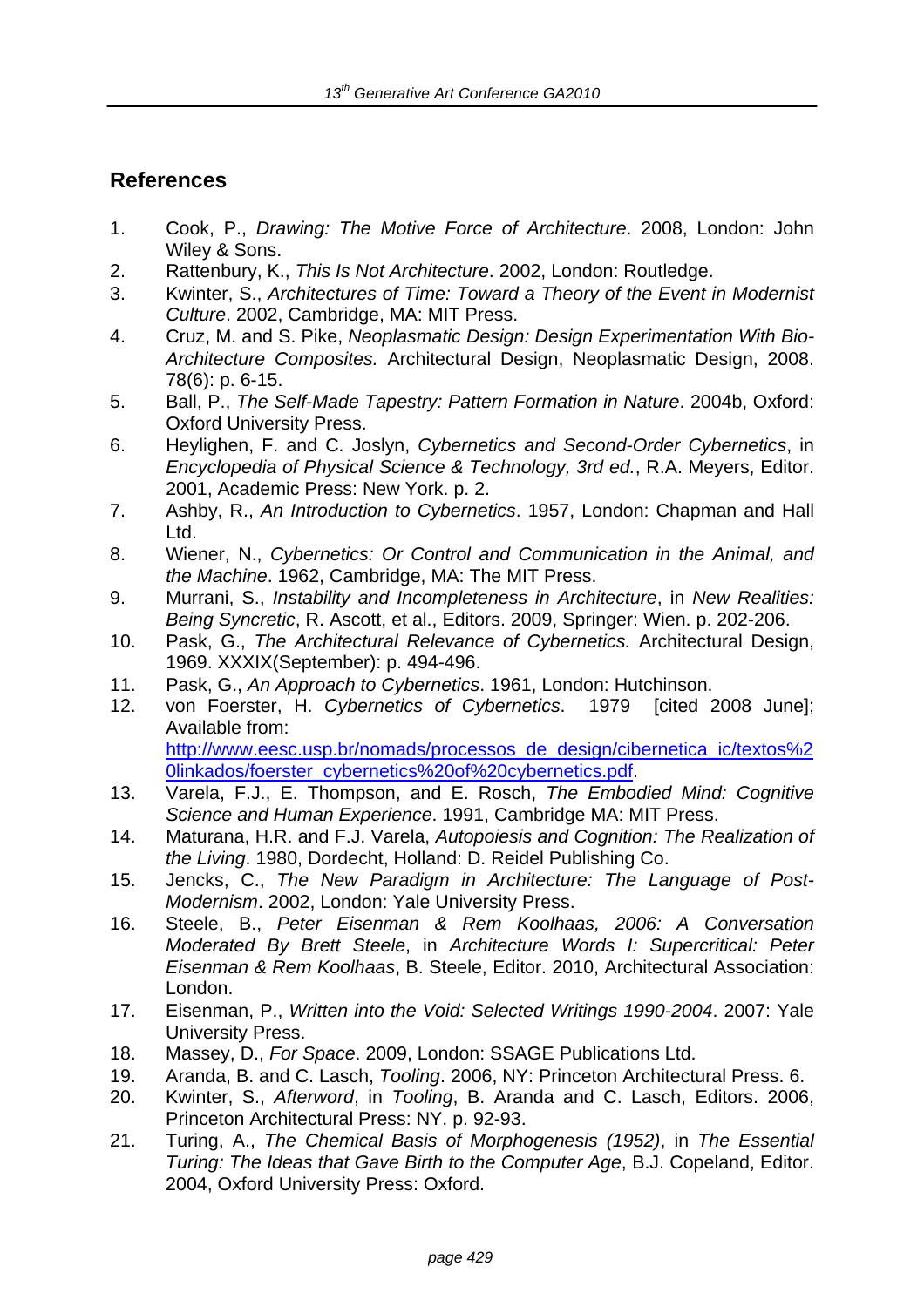## References

1. Cook, P., *Drawing: The Motive Force of Architecture*. 2008, London: John Wiley & Sons.
2. Rattenbury, K., *This Is Not Architecture*. 2002, London: Routledge.
3. Kwinter, S., *Architectures of Time: Toward a Theory of the Event in Modernist Culture*. 2002, Cambridge, MA: MIT Press.
4. Cruz, M. and S. Pike, *Neoplasmatic Design: Design Experimentation With Bio-Architecture Composites.* Architectural Design, Neoplasmatic Design, 2008. 78(6): p. 6-15.
5. Ball, P., *The Self-Made Tapestry: Pattern Formation in Nature*. 2004b, Oxford: Oxford University Press.
6. Heylighen, F. and C. Joslyn, *Cybernetics and Second-Order Cybernetics*, in *Encyclopedia of Physical Science & Technology, 3rd ed.*, R.A. Meyers, Editor. 2001, Academic Press: New York. p. 2.
7. Ashby, R., *An Introduction to Cybernetics*. 1957, London: Chapman and Hall Ltd.
8. Wiener, N., *Cybernetics: Or Control and Communication in the Animal, and the Machine*. 1962, Cambridge, MA: The MIT Press.
9. Murrani, S., *Instability and Incompleteness in Architecture*, in *New Realities: Being Syncretic*, R. Ascott, et al., Editors. 2009, Springer: Wien. p. 202-206.
10. Pask, G., *The Architectural Relevance of Cybernetics.* Architectural Design, 1969. XXXIX(September): p. 494-496.
11. Pask, G., *An Approach to Cybernetics*. 1961, London: Hutchinson.
12. von Foerster, H. *Cybernetics of Cybernetics*. 1979 [cited 2008 June]; Available from: http://www.eesc.usp.br/nomads/processos_de_design/cibernetica_ic/textos%20linkados/foerster_cybernetics%20of%20cybernetics.pdf.
13. Varela, F.J., E. Thompson, and E. Rosch, *The Embodied Mind: Cognitive Science and Human Experience*. 1991, Cambridge MA: MIT Press.
14. Maturana, H.R. and F.J. Varela, *Autopoiesis and Cognition: The Realization of the Living*. 1980, Dordecht, Holland: D. Reidel Publishing Co.
15. Jencks, C., *The New Paradigm in Architecture: The Language of Post-Modernism*. 2002, London: Yale University Press.
16. Steele, B., *Peter Eisenman & Rem Koolhaas, 2006: A Conversation Moderated By Brett Steele*, in *Architecture Words I: Supercritical: Peter Eisenman & Rem Koolhaas*, B. Steele, Editor. 2010, Architectural Association: London.
17. Eisenman, P., *Written into the Void: Selected Writings 1990-2004*. 2007: Yale University Press.
18. Massey, D., *For Space*. 2009, London: SSAGE Publications Ltd.
19. Aranda, B. and C. Lasch, *Tooling*. 2006, NY: Princeton Architectural Press. 6.
20. Kwinter, S., *Afterword*, in *Tooling*, B. Aranda and C. Lasch, Editors. 2006, Princeton Architectural Press: NY. p. 92-93.
21. Turing, A., *The Chemical Basis of Morphogenesis (1952)*, in *The Essential Turing: The Ideas that Gave Birth to the Computer Age*, B.J. Copeland, Editor. 2004, Oxford University Press: Oxford.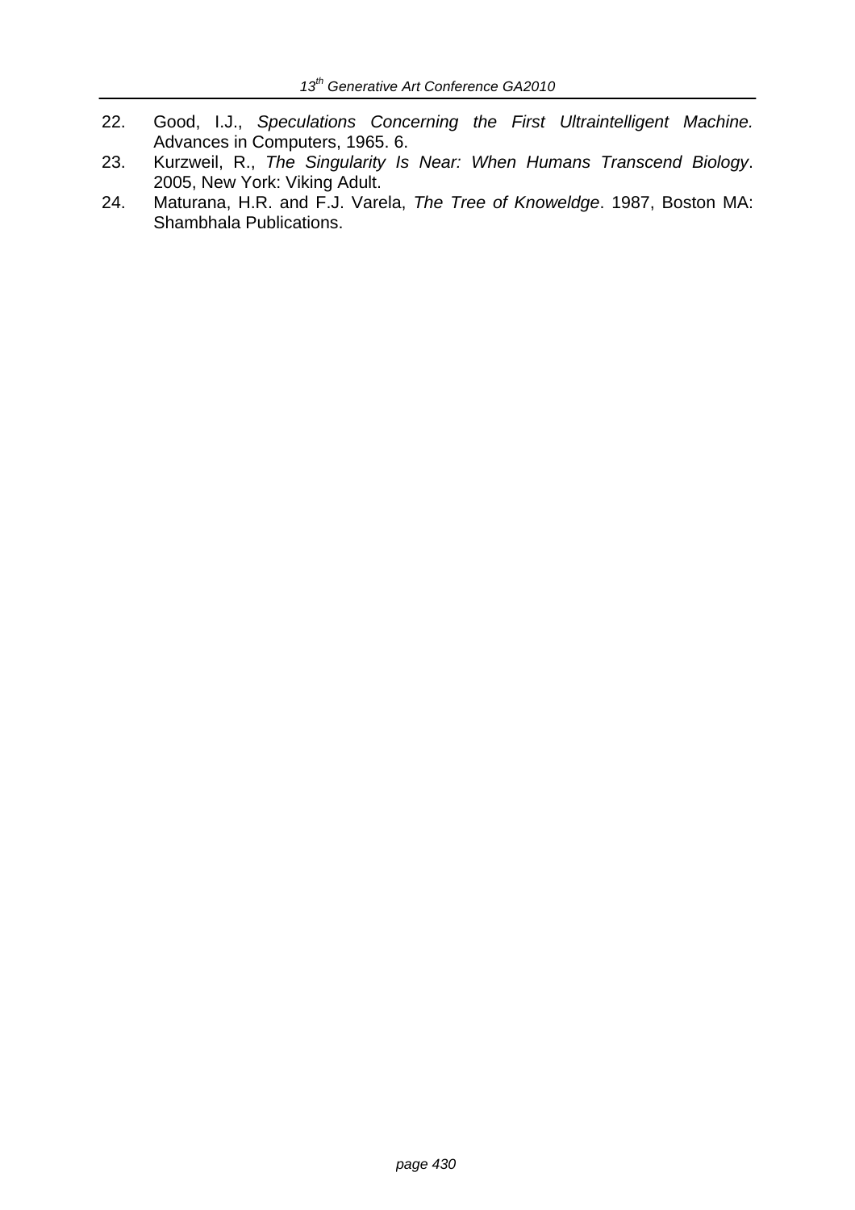22. Good, I.J., *Speculations Concerning the First Ultraintelligent Machine.* Advances in Computers, 1965. 6.
23. Kurzweil, R., *The Singularity Is Near: When Humans Transcend Biology*. 2005, New York: Viking Adult.
24. Maturana, H.R. and F.J. Varela, *The Tree of Knoweldge*. 1987, Boston MA: Shambhala Publications.